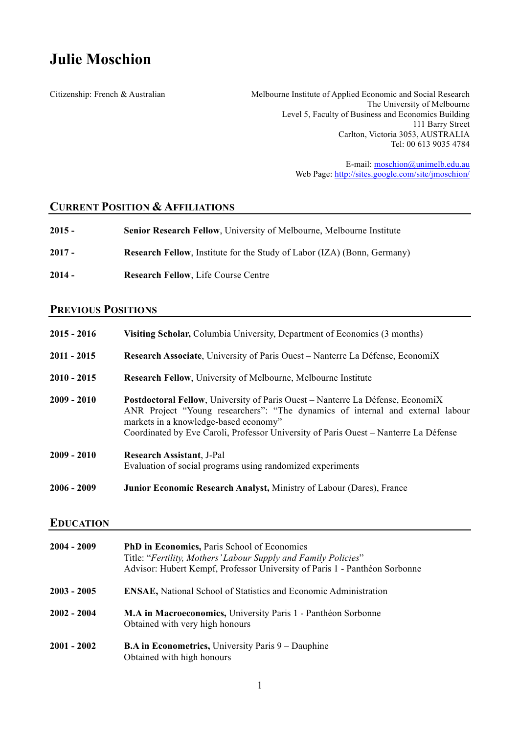# Julie Moschion

Citizenship: French & Australian

Melbourne Institute of Applied Economic and Social Research
The University of Melbourne
Level 5, Faculty of Business and Economics Building
111 Barry Street
Carlton, Victoria 3053, AUSTRALIA
Tel: 00 613 9035 4784

E-mail: moschion@unimelb.edu.au
Web Page: http://sites.google.com/site/jmoschion/

## Current Position & Affiliations

**2015 -** **Senior Research Fellow**, University of Melbourne, Melbourne Institute

**2017 -** **Research Fellow**, Institute for the Study of Labor (IZA) (Bonn, Germany)

**2014 -** **Research Fellow**, Life Course Centre

## Previous Positions

**2015 - 2016** **Visiting Scholar,** Columbia University, Department of Economics (3 months)

**2011 - 2015** **Research Associate**, University of Paris Ouest – Nanterre La Défense, EconomiX

**2010 - 2015** **Research Fellow**, University of Melbourne, Melbourne Institute

**2009 - 2010** **Postdoctoral Fellow**, University of Paris Ouest – Nanterre La Défense, EconomiX
ANR Project "Young researchers": "The dynamics of internal and external labour markets in a knowledge-based economy"
Coordinated by Eve Caroli, Professor University of Paris Ouest – Nanterre La Défense

**2009 - 2010** **Research Assistant**, J-Pal
Evaluation of social programs using randomized experiments

**2006 - 2009** **Junior Economic Research Analyst,** Ministry of Labour (Dares), France

## Education

**2004 - 2009** **PhD in Economics,** Paris School of Economics
Title: "*Fertility, Mothers' Labour Supply and Family Policies*"
Advisor: Hubert Kempf, Professor University of Paris 1 - Panthéon Sorbonne

**2003 - 2005** **ENSAE,** National School of Statistics and Economic Administration

**2002 - 2004** **M.A in Macroeconomics,** University Paris 1 - Panthéon Sorbonne
Obtained with very high honours

**2001 - 2002** **B.A in Econometrics,** University Paris 9 – Dauphine
Obtained with high honours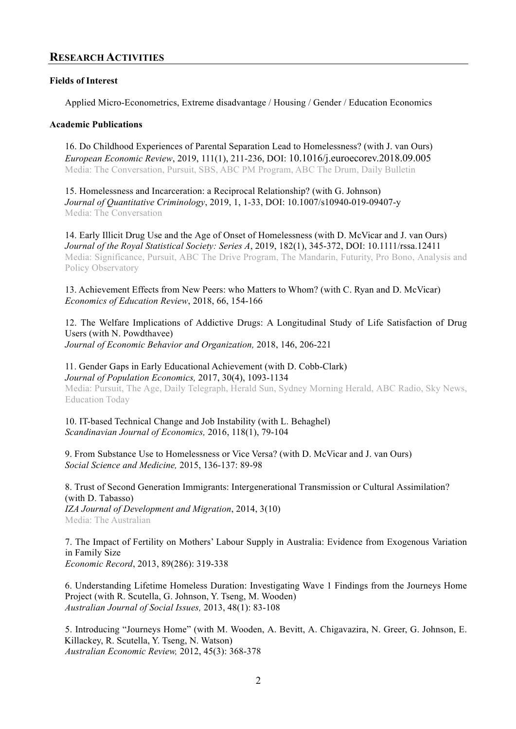## Research Activities

### Fields of Interest

Applied Micro-Econometrics, Extreme disadvantage / Housing / Gender / Education Economics

### Academic Publications

16. Do Childhood Experiences of Parental Separation Lead to Homelessness? (with J. van Ours)
*European Economic Review*, 2019, 111(1), 211-236, DOI: 10.1016/j.euroecorev.2018.09.005
Media: The Conversation, Pursuit, SBS, ABC PM Program, ABC The Drum, Daily Bulletin

15. Homelessness and Incarceration: a Reciprocal Relationship? (with G. Johnson)
*Journal of Quantitative Criminology*, 2019, 1, 1-33, DOI: 10.1007/s10940-019-09407-y
Media: The Conversation

14. Early Illicit Drug Use and the Age of Onset of Homelessness (with D. McVicar and J. van Ours)
*Journal of the Royal Statistical Society: Series A*, 2019, 182(1), 345-372, DOI: 10.1111/rssa.12411
Media: Significance, Pursuit, ABC The Drive Program, The Mandarin, Futurity, Pro Bono, Analysis and Policy Observatory

13. Achievement Effects from New Peers: who Matters to Whom? (with C. Ryan and D. McVicar)
*Economics of Education Review*, 2018, 66, 154-166

12. The Welfare Implications of Addictive Drugs: A Longitudinal Study of Life Satisfaction of Drug Users (with N. Powdthavee)
*Journal of Economic Behavior and Organization,* 2018, 146, 206-221

11. Gender Gaps in Early Educational Achievement (with D. Cobb-Clark)
*Journal of Population Economics,* 2017, 30(4), 1093-1134
Media: Pursuit, The Age, Daily Telegraph, Herald Sun, Sydney Morning Herald, ABC Radio, Sky News, Education Today

10. IT-based Technical Change and Job Instability (with L. Behaghel)
*Scandinavian Journal of Economics,* 2016, 118(1), 79-104

9. From Substance Use to Homelessness or Vice Versa? (with D. McVicar and J. van Ours)
*Social Science and Medicine,* 2015, 136-137: 89-98

8. Trust of Second Generation Immigrants: Intergenerational Transmission or Cultural Assimilation? (with D. Tabasso)
*IZA Journal of Development and Migration*, 2014, 3(10)
Media: The Australian

7. The Impact of Fertility on Mothers' Labour Supply in Australia: Evidence from Exogenous Variation in Family Size
*Economic Record*, 2013, 89(286): 319-338

6. Understanding Lifetime Homeless Duration: Investigating Wave 1 Findings from the Journeys Home Project (with R. Scutella, G. Johnson, Y. Tseng, M. Wooden)
*Australian Journal of Social Issues,* 2013, 48(1): 83-108

5. Introducing "Journeys Home" (with M. Wooden, A. Bevitt, A. Chigavazira, N. Greer, G. Johnson, E. Killackey, R. Scutella, Y. Tseng, N. Watson)
*Australian Economic Review,* 2012, 45(3): 368-378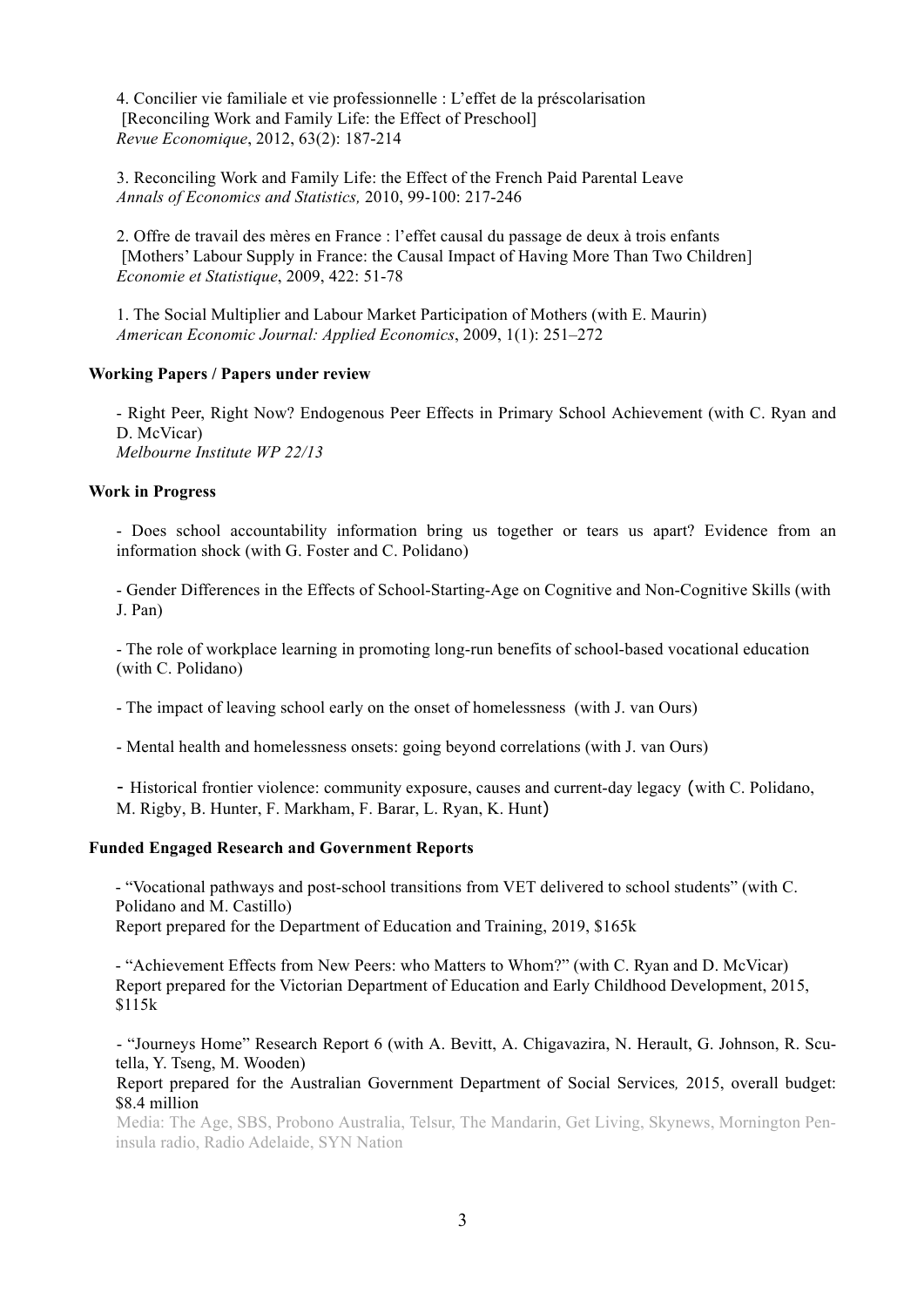4. Concilier vie familiale et vie professionnelle : L'effet de la préscolarisation
[Reconciling Work and Family Life: the Effect of Preschool]
*Revue Economique*, 2012, 63(2): 187-214

3. Reconciling Work and Family Life: the Effect of the French Paid Parental Leave
*Annals of Economics and Statistics,* 2010, 99-100: 217-246

2. Offre de travail des mères en France : l'effet causal du passage de deux à trois enfants
[Mothers' Labour Supply in France: the Causal Impact of Having More Than Two Children]
*Economie et Statistique*, 2009, 422: 51-78

1. The Social Multiplier and Labour Market Participation of Mothers (with E. Maurin)
*American Economic Journal: Applied Economics*, 2009, 1(1): 251–272

**Working Papers / Papers under review**

- Right Peer, Right Now? Endogenous Peer Effects in Primary School Achievement (with C. Ryan and D. McVicar)
*Melbourne Institute WP 22/13*

**Work in Progress**

- Does school accountability information bring us together or tears us apart? Evidence from an information shock (with G. Foster and C. Polidano)

- Gender Differences in the Effects of School-Starting-Age on Cognitive and Non-Cognitive Skills (with J. Pan)

- The role of workplace learning in promoting long-run benefits of school-based vocational education (with C. Polidano)

- The impact of leaving school early on the onset of homelessness (with J. van Ours)

- Mental health and homelessness onsets: going beyond correlations (with J. van Ours)

- Historical frontier violence: community exposure, causes and current-day legacy (with C. Polidano, M. Rigby, B. Hunter, F. Markham, F. Barar, L. Ryan, K. Hunt)

**Funded Engaged Research and Government Reports**

- "Vocational pathways and post-school transitions from VET delivered to school students" (with C. Polidano and M. Castillo)
Report prepared for the Department of Education and Training, 2019, $165k

- "Achievement Effects from New Peers: who Matters to Whom?" (with C. Ryan and D. McVicar)
Report prepared for the Victorian Department of Education and Early Childhood Development, 2015, $115k

- "Journeys Home" Research Report 6 (with A. Bevitt, A. Chigavazira, N. Herault, G. Johnson, R. Scutella, Y. Tseng, M. Wooden)
Report prepared for the Australian Government Department of Social Services*,* 2015, overall budget: $8.4 million
Media: The Age, SBS, Probono Australia, Telsur, The Mandarin, Get Living, Skynews, Mornington Peninsula radio, Radio Adelaide, SYN Nation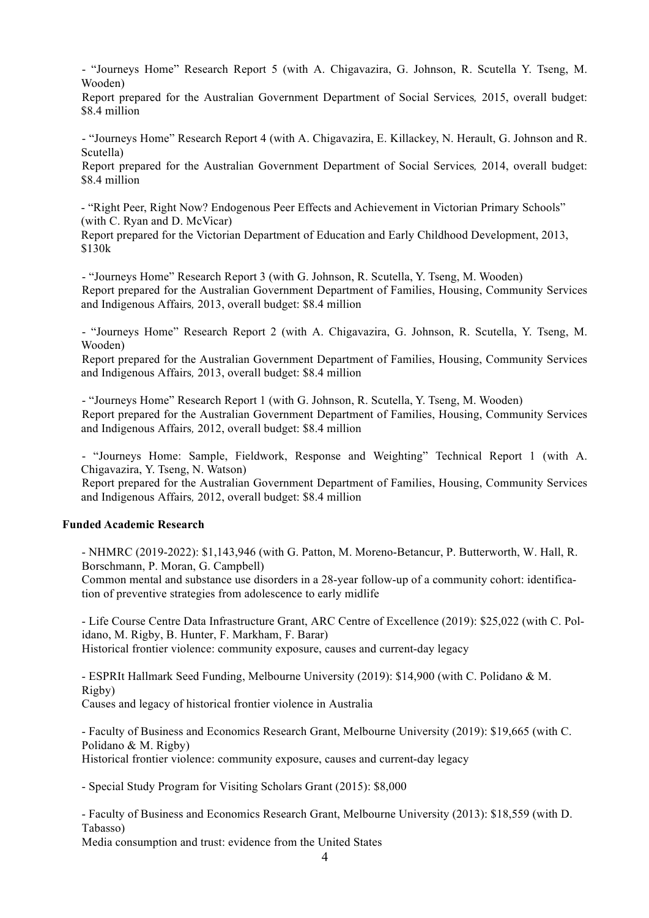- "Journeys Home" Research Report 5 (with A. Chigavazira, G. Johnson, R. Scutella Y. Tseng, M. Wooden)
Report prepared for the Australian Government Department of Social Services*,* 2015, overall budget: $8.4 million

- "Journeys Home" Research Report 4 (with A. Chigavazira, E. Killackey, N. Herault, G. Johnson and R. Scutella)
Report prepared for the Australian Government Department of Social Services*,* 2014, overall budget: $8.4 million

- "Right Peer, Right Now? Endogenous Peer Effects and Achievement in Victorian Primary Schools" (with C. Ryan and D. McVicar)
Report prepared for the Victorian Department of Education and Early Childhood Development, 2013, $130k

- "Journeys Home" Research Report 3 (with G. Johnson, R. Scutella, Y. Tseng, M. Wooden)
Report prepared for the Australian Government Department of Families, Housing, Community Services and Indigenous Affairs*,* 2013, overall budget: $8.4 million

- "Journeys Home" Research Report 2 (with A. Chigavazira, G. Johnson, R. Scutella, Y. Tseng, M. Wooden)
Report prepared for the Australian Government Department of Families, Housing, Community Services and Indigenous Affairs*,* 2013, overall budget: $8.4 million

- "Journeys Home" Research Report 1 (with G. Johnson, R. Scutella, Y. Tseng, M. Wooden)
Report prepared for the Australian Government Department of Families, Housing, Community Services and Indigenous Affairs*,* 2012, overall budget: $8.4 million

- "Journeys Home: Sample, Fieldwork, Response and Weighting" Technical Report 1 (with A. Chigavazira, Y. Tseng, N. Watson)
Report prepared for the Australian Government Department of Families, Housing, Community Services and Indigenous Affairs*,* 2012, overall budget: $8.4 million

**Funded Academic Research**

- NHMRC (2019-2022): $1,143,946 (with G. Patton, M. Moreno-Betancur, P. Butterworth, W. Hall, R. Borschmann, P. Moran, G. Campbell)
Common mental and substance use disorders in a 28-year follow-up of a community cohort: identification of preventive strategies from adolescence to early midlife

- Life Course Centre Data Infrastructure Grant, ARC Centre of Excellence (2019): $25,022 (with C. Polidano, M. Rigby, B. Hunter, F. Markham, F. Barar)
Historical frontier violence: community exposure, causes and current-day legacy

- ESPRIt Hallmark Seed Funding, Melbourne University (2019): $14,900 (with C. Polidano & M. Rigby)
Causes and legacy of historical frontier violence in Australia

- Faculty of Business and Economics Research Grant, Melbourne University (2019): $19,665 (with C. Polidano & M. Rigby)
Historical frontier violence: community exposure, causes and current-day legacy

- Special Study Program for Visiting Scholars Grant (2015): $8,000

- Faculty of Business and Economics Research Grant, Melbourne University (2013): $18,559 (with D. Tabasso)
Media consumption and trust: evidence from the United States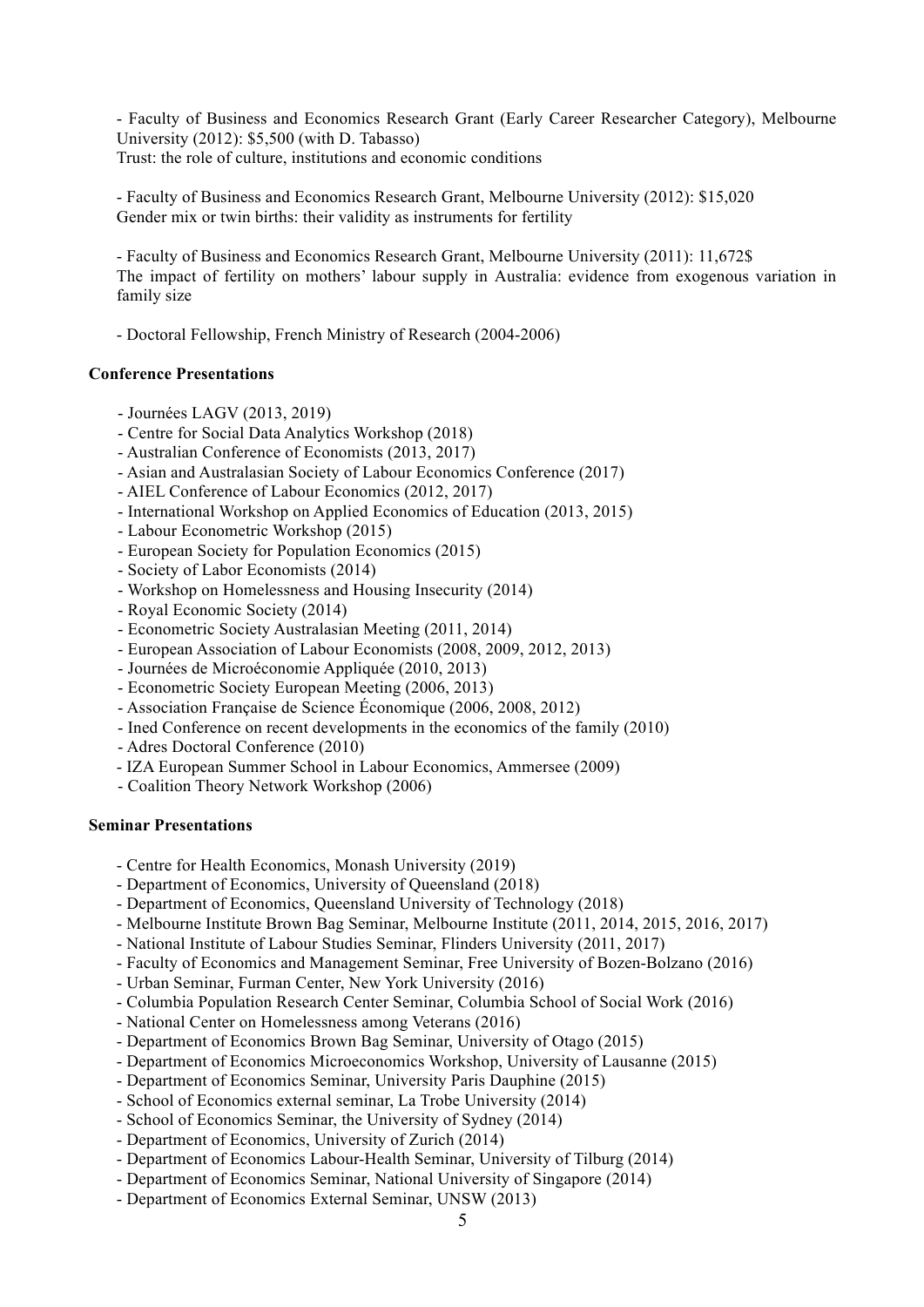- Faculty of Business and Economics Research Grant (Early Career Researcher Category), Melbourne University (2012): $5,500 (with D. Tabasso)
Trust: the role of culture, institutions and economic conditions

- Faculty of Business and Economics Research Grant, Melbourne University (2012): $15,020
Gender mix or twin births: their validity as instruments for fertility

- Faculty of Business and Economics Research Grant, Melbourne University (2011): 11,672$
The impact of fertility on mothers' labour supply in Australia: evidence from exogenous variation in family size

- Doctoral Fellowship, French Ministry of Research (2004-2006)

**Conference Presentations**

- Journées LAGV (2013, 2019)
- Centre for Social Data Analytics Workshop (2018)
- Australian Conference of Economists (2013, 2017)
- Asian and Australasian Society of Labour Economics Conference (2017)
- AIEL Conference of Labour Economics (2012, 2017)
- International Workshop on Applied Economics of Education (2013, 2015)
- Labour Econometric Workshop (2015)
- European Society for Population Economics (2015)
- Society of Labor Economists (2014)
- Workshop on Homelessness and Housing Insecurity (2014)
- Royal Economic Society (2014)
- Econometric Society Australasian Meeting (2011, 2014)
- European Association of Labour Economists (2008, 2009, 2012, 2013)
- Journées de Microéconomie Appliquée (2010, 2013)
- Econometric Society European Meeting (2006, 2013)
- Association Française de Science Économique (2006, 2008, 2012)
- Ined Conference on recent developments in the economics of the family (2010)
- Adres Doctoral Conference (2010)
- IZA European Summer School in Labour Economics, Ammersee (2009)
- Coalition Theory Network Workshop (2006)

**Seminar Presentations**

- Centre for Health Economics, Monash University (2019)
- Department of Economics, University of Queensland (2018)
- Department of Economics, Queensland University of Technology (2018)
- Melbourne Institute Brown Bag Seminar, Melbourne Institute (2011, 2014, 2015, 2016, 2017)
- National Institute of Labour Studies Seminar, Flinders University (2011, 2017)
- Faculty of Economics and Management Seminar, Free University of Bozen-Bolzano (2016)
- Urban Seminar, Furman Center, New York University (2016)
- Columbia Population Research Center Seminar, Columbia School of Social Work (2016)
- National Center on Homelessness among Veterans (2016)
- Department of Economics Brown Bag Seminar, University of Otago (2015)
- Department of Economics Microeconomics Workshop, University of Lausanne (2015)
- Department of Economics Seminar, University Paris Dauphine (2015)
- School of Economics external seminar, La Trobe University (2014)
- School of Economics Seminar, the University of Sydney (2014)
- Department of Economics, University of Zurich (2014)
- Department of Economics Labour-Health Seminar, University of Tilburg (2014)
- Department of Economics Seminar, National University of Singapore (2014)
- Department of Economics External Seminar, UNSW (2013)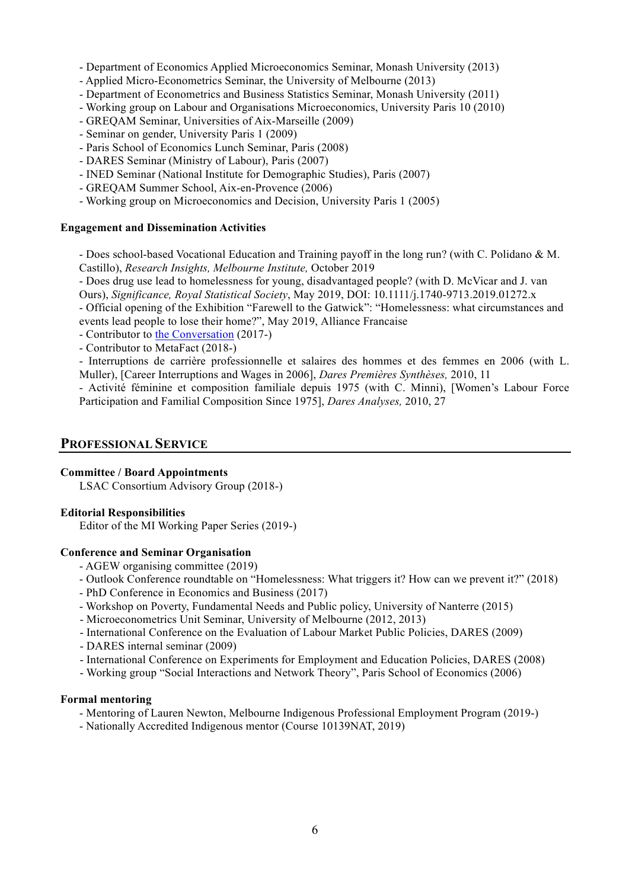- Department of Economics Applied Microeconomics Seminar, Monash University (2013)
- Applied Micro-Econometrics Seminar, the University of Melbourne (2013)
- Department of Econometrics and Business Statistics Seminar, Monash University (2011)
- Working group on Labour and Organisations Microeconomics, University Paris 10 (2010)
- GREQAM Seminar, Universities of Aix-Marseille (2009)
- Seminar on gender, University Paris 1 (2009)
- Paris School of Economics Lunch Seminar, Paris (2008)
- DARES Seminar (Ministry of Labour), Paris (2007)
- INED Seminar (National Institute for Demographic Studies), Paris (2007)
- GREQAM Summer School, Aix-en-Provence (2006)
- Working group on Microeconomics and Decision, University Paris 1 (2005)

**Engagement and Dissemination Activities**

- Does school-based Vocational Education and Training payoff in the long run? (with C. Polidano & M. Castillo), *Research Insights, Melbourne Institute,* October 2019
- Does drug use lead to homelessness for young, disadvantaged people? (with D. McVicar and J. van Ours), *Significance, Royal Statistical Society*, May 2019, DOI: 10.1111/j.1740-9713.2019.01272.x
- Official opening of the Exhibition "Farewell to the Gatwick": "Homelessness: what circumstances and events lead people to lose their home?", May 2019, Alliance Francaise
- Contributor to the Conversation (2017-)
- Contributor to MetaFact (2018-)
- Interruptions de carrière professionnelle et salaires des hommes et des femmes en 2006 (with L. Muller), [Career Interruptions and Wages in 2006], *Dares Premières Synthèses,* 2010, 11
- Activité féminine et composition familiale depuis 1975 (with C. Minni), [Women's Labour Force Participation and Familial Composition Since 1975], *Dares Analyses,* 2010, 27

## PROFESSIONAL SERVICE

**Committee / Board Appointments**

LSAC Consortium Advisory Group (2018-)

**Editorial Responsibilities**

Editor of the MI Working Paper Series (2019-)

**Conference and Seminar Organisation**

- AGEW organising committee (2019)
- Outlook Conference roundtable on "Homelessness: What triggers it? How can we prevent it?" (2018)
- PhD Conference in Economics and Business (2017)
- Workshop on Poverty, Fundamental Needs and Public policy, University of Nanterre (2015)
- Microeconometrics Unit Seminar, University of Melbourne (2012, 2013)
- International Conference on the Evaluation of Labour Market Public Policies, DARES (2009)
- DARES internal seminar (2009)
- International Conference on Experiments for Employment and Education Policies, DARES (2008)
- Working group "Social Interactions and Network Theory", Paris School of Economics (2006)

**Formal mentoring**

- Mentoring of Lauren Newton, Melbourne Indigenous Professional Employment Program (2019-)
- Nationally Accredited Indigenous mentor (Course 10139NAT, 2019)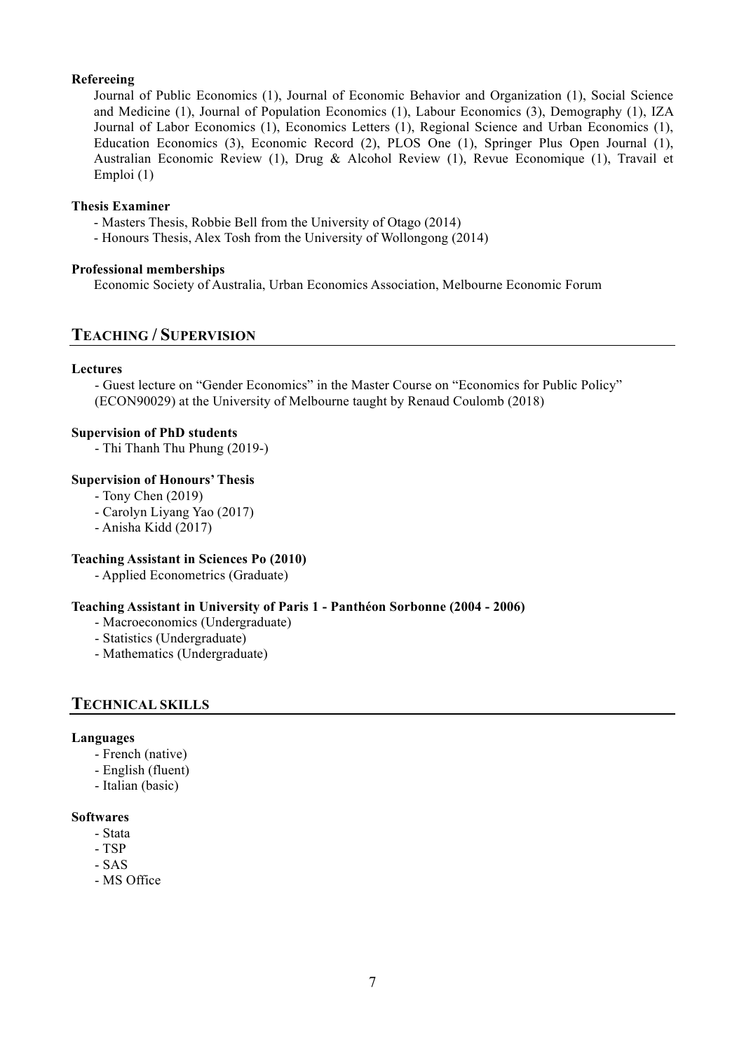**Refereeing**

Journal of Public Economics (1), Journal of Economic Behavior and Organization (1), Social Science and Medicine (1), Journal of Population Economics (1), Labour Economics (3), Demography (1), IZA Journal of Labor Economics (1), Economics Letters (1), Regional Science and Urban Economics (1), Education Economics (3), Economic Record (2), PLOS One (1), Springer Plus Open Journal (1), Australian Economic Review (1), Drug & Alcohol Review (1), Revue Economique (1), Travail et Emploi (1)

**Thesis Examiner**

- Masters Thesis, Robbie Bell from the University of Otago (2014)
- Honours Thesis, Alex Tosh from the University of Wollongong (2014)

**Professional memberships**

Economic Society of Australia, Urban Economics Association, Melbourne Economic Forum

## TEACHING / SUPERVISION

**Lectures**

- Guest lecture on "Gender Economics" in the Master Course on "Economics for Public Policy" (ECON90029) at the University of Melbourne taught by Renaud Coulomb (2018)

**Supervision of PhD students**

- Thi Thanh Thu Phung (2019-)

**Supervision of Honours' Thesis**

- Tony Chen (2019)
- Carolyn Liyang Yao (2017)
- Anisha Kidd (2017)

**Teaching Assistant in Sciences Po (2010)**

- Applied Econometrics (Graduate)

**Teaching Assistant in University of Paris 1 - Panthéon Sorbonne (2004 - 2006)**

- Macroeconomics (Undergraduate)
- Statistics (Undergraduate)
- Mathematics (Undergraduate)

## TECHNICAL SKILLS

**Languages**

- French (native)
- English (fluent)
- Italian (basic)

**Softwares**

- Stata
- TSP
- SAS
- MS Office